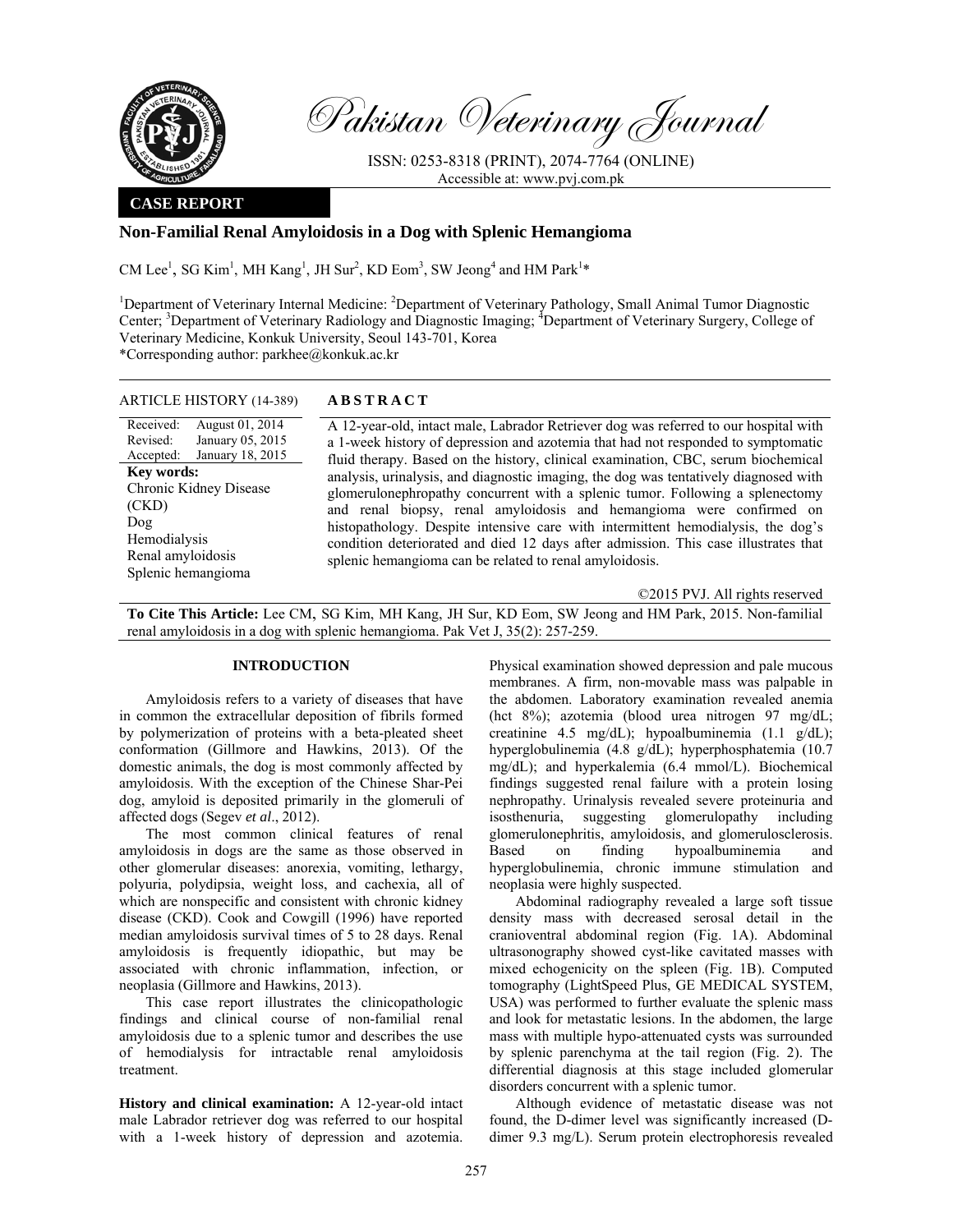# Pakistan Veterinary Journal

ISSN: 0253-8318 (PRINT), 2074-7764 (ONLINE)
Accessible at: www.pvj.com.pk

**CASE REPORT**

## Non-Familial Renal Amyloidosis in a Dog with Splenic Hemangioma

CM Lee[1], SG Kim[1], MH Kang[1], JH Sur[2], KD Eom[3], SW Jeong[4] and HM Park[1]*

[1]Department of Veterinary Internal Medicine: [2]Department of Veterinary Pathology, Small Animal Tumor Diagnostic Center; [3]Department of Veterinary Radiology and Diagnostic Imaging; [4]Department of Veterinary Surgery, College of Veterinary Medicine, Konkuk University, Seoul 143-701, Korea
*Corresponding author: parkhee@konkuk.ac.kr

**ARTICLE HISTORY (14-389)**

Received: August 01, 2014
Revised: January 05, 2015
Accepted: January 18, 2015

**Key words:**
Chronic Kidney Disease (CKD)
Dog
Hemodialysis
Renal amyloidosis
Splenic hemangioma

**ABSTRACT**

A 12-year-old, intact male, Labrador Retriever dog was referred to our hospital with a 1-week history of depression and azotemia that had not responded to symptomatic fluid therapy. Based on the history, clinical examination, CBC, serum biochemical analysis, urinalysis, and diagnostic imaging, the dog was tentatively diagnosed with glomerulonephropathy concurrent with a splenic tumor. Following a splenectomy and renal biopsy, renal amyloidosis and hemangioma were confirmed on histopathology. Despite intensive care with intermittent hemodialysis, the dog's condition deteriorated and died 12 days after admission. This case illustrates that splenic hemangioma can be related to renal amyloidosis.

©2015 PVJ. All rights reserved

**To Cite This Article:** Lee CM, SG Kim, MH Kang, JH Sur, KD Eom, SW Jeong and HM Park, 2015. Non-familial renal amyloidosis in a dog with splenic hemangioma. Pak Vet J, 35(2): 257-259.

### INTRODUCTION

Amyloidosis refers to a variety of diseases that have in common the extracellular deposition of fibrils formed by polymerization of proteins with a beta-pleated sheet conformation (Gillmore and Hawkins, 2013). Of the domestic animals, the dog is most commonly affected by amyloidosis. With the exception of the Chinese Shar-Pei dog, amyloid is deposited primarily in the glomeruli of affected dogs (Segev *et al*., 2012).

The most common clinical features of renal amyloidosis in dogs are the same as those observed in other glomerular diseases: anorexia, vomiting, lethargy, polyuria, polydipsia, weight loss, and cachexia, all of which are nonspecific and consistent with chronic kidney disease (CKD). Cook and Cowgill (1996) have reported median amyloidosis survival times of 5 to 28 days. Renal amyloidosis is frequently idiopathic, but may be associated with chronic inflammation, infection, or neoplasia (Gillmore and Hawkins, 2013).

This case report illustrates the clinicopathologic findings and clinical course of non-familial renal amyloidosis due to a splenic tumor and describes the use of hemodialysis for intractable renal amyloidosis treatment.

**History and clinical examination:** A 12-year-old intact male Labrador retriever dog was referred to our hospital with a 1-week history of depression and azotemia. Physical examination showed depression and pale mucous membranes. A firm, non-movable mass was palpable in the abdomen. Laboratory examination revealed anemia (hct 8%); azotemia (blood urea nitrogen 97 mg/dL; creatinine 4.5 mg/dL); hypoalbuminemia (1.1 g/dL); hyperglobulinemia (4.8 g/dL); hyperphosphatemia (10.7 mg/dL); and hyperkalemia (6.4 mmol/L). Biochemical findings suggested renal failure with a protein losing nephropathy. Urinalysis revealed severe proteinuria and isosthenuria, suggesting glomerulopathy including glomerulonephritis, amyloidosis, and glomerulosclerosis. Based on finding hypoalbuminemia and hyperglobulinemia, chronic immune stimulation and neoplasia were highly suspected.

Abdominal radiography revealed a large soft tissue density mass with decreased serosal detail in the cranioventral abdominal region (Fig. 1A). Abdominal ultrasonography showed cyst-like cavitated masses with mixed echogenicity on the spleen (Fig. 1B). Computed tomography (LightSpeed Plus, GE MEDICAL SYSTEM, USA) was performed to further evaluate the splenic mass and look for metastatic lesions. In the abdomen, the large mass with multiple hypo-attenuated cysts was surrounded by splenic parenchyma at the tail region (Fig. 2). The differential diagnosis at this stage included glomerular disorders concurrent with a splenic tumor.

Although evidence of metastatic disease was not found, the D-dimer level was significantly increased (D-dimer 9.3 mg/L). Serum protein electrophoresis revealed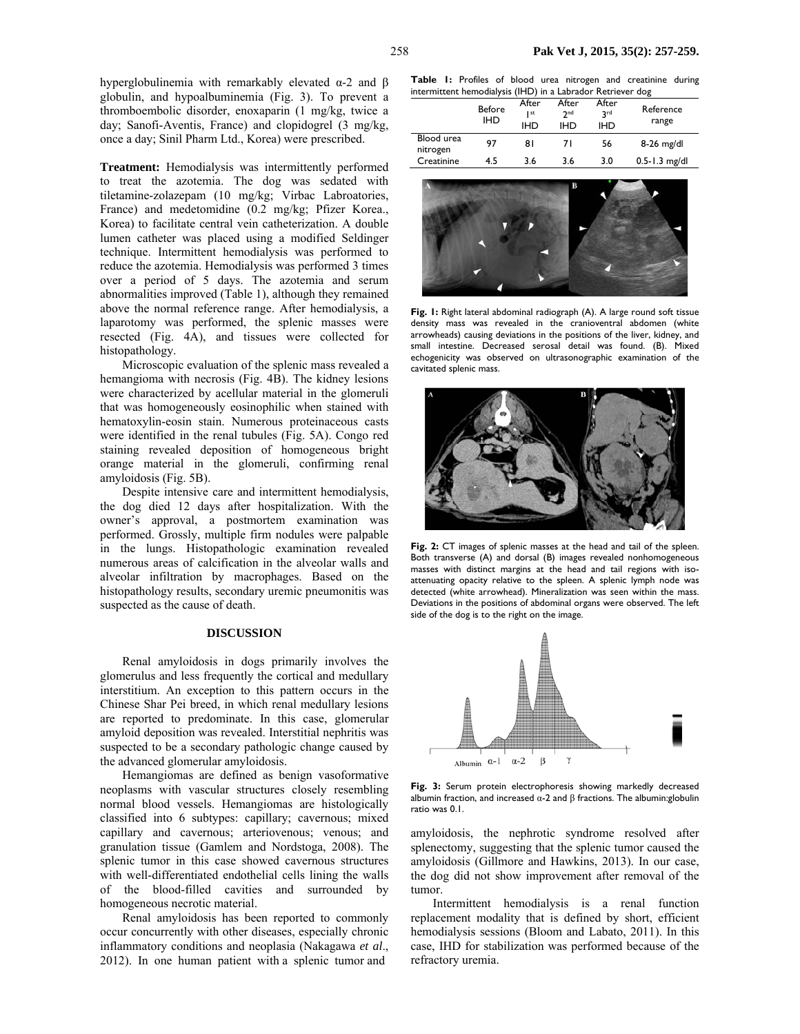hyperglobulinemia with remarkably elevated α-2 and β globulin, and hypoalbuminemia (Fig. 3). To prevent a thromboembolic disorder, enoxaparin (1 mg/kg, twice a day; Sanofi-Aventis, France) and clopidogrel (3 mg/kg, once a day; Sinil Pharm Ltd., Korea) were prescribed.

**Treatment:** Hemodialysis was intermittently performed to treat the azotemia. The dog was sedated with tiletamine-zolazepam (10 mg/kg; Virbac Labroatories, France) and medetomidine (0.2 mg/kg; Pfizer Korea., Korea) to facilitate central vein catheterization. A double lumen catheter was placed using a modified Seldinger technique. Intermittent hemodialysis was performed to reduce the azotemia. Hemodialysis was performed 3 times over a period of 5 days. The azotemia and serum abnormalities improved (Table 1), although they remained above the normal reference range. After hemodialysis, a laparotomy was performed, the splenic masses were resected (Fig. 4A), and tissues were collected for histopathology.

Microscopic evaluation of the splenic mass revealed a hemangioma with necrosis (Fig. 4B). The kidney lesions were characterized by acellular material in the glomeruli that was homogeneously eosinophilic when stained with hematoxylin-eosin stain. Numerous proteinaceous casts were identified in the renal tubules (Fig. 5A). Congo red staining revealed deposition of homogeneous bright orange material in the glomeruli, confirming renal amyloidosis (Fig. 5B).

Despite intensive care and intermittent hemodialysis, the dog died 12 days after hospitalization. With the owner's approval, a postmortem examination was performed. Grossly, multiple firm nodules were palpable in the lungs. Histopathologic examination revealed numerous areas of calcification in the alveolar walls and alveolar infiltration by macrophages. Based on the histopathology results, secondary uremic pneumonitis was suspected as the cause of death.

## DISCUSSION

Renal amyloidosis in dogs primarily involves the glomerulus and less frequently the cortical and medullary interstitium. An exception to this pattern occurs in the Chinese Shar Pei breed, in which renal medullary lesions are reported to predominate. In this case, glomerular amyloid deposition was revealed. Interstitial nephritis was suspected to be a secondary pathologic change caused by the advanced glomerular amyloidosis.

Hemangiomas are defined as benign vasoformative neoplasms with vascular structures closely resembling normal blood vessels. Hemangiomas are histologically classified into 6 subtypes: capillary; cavernous; mixed capillary and cavernous; arteriovenous; venous; and granulation tissue (Gamlem and Nordstoga, 2008). The splenic tumor in this case showed cavernous structures with well-differentiated endothelial cells lining the walls of the blood-filled cavities and surrounded by homogeneous necrotic material.

Renal amyloidosis has been reported to commonly occur concurrently with other diseases, especially chronic inflammatory conditions and neoplasia (Nakagawa *et al*., 2012). In one human patient with a splenic tumor and amyloidosis, the nephrotic syndrome resolved after splenectomy, suggesting that the splenic tumor caused the amyloidosis (Gillmore and Hawkins, 2013). In our case, the dog did not show improvement after removal of the tumor.

Intermittent hemodialysis is a renal function replacement modality that is defined by short, efficient hemodialysis sessions (Bloom and Labato, 2011). In this case, IHD for stabilization was performed because of the refractory uremia.

**Table 1:** Profiles of blood urea nitrogen and creatinine during intermittent hemodialysis (IHD) in a Labrador Retriever dog

| | Before IHD | After 1st IHD | After 2nd IHD | After 3rd IHD | Reference range |
|---|---|---|---|---|---|
| Blood urea nitrogen | 97 | 81 | 71 | 56 | 8-26 mg/dl |
| Creatinine | 4.5 | 3.6 | 3.6 | 3.0 | 0.5-1.3 mg/dl |

**Fig. 1:** Right lateral abdominal radiograph (A). A large round soft tissue density mass was revealed in the cranioventral abdomen (white arrowheads) causing deviations in the positions of the liver, kidney, and small intestine. Decreased serosal detail was found. (B). Mixed echogenicity was observed on ultrasonographic examination of the cavitated splenic mass.

**Fig. 2:** CT images of splenic masses at the head and tail of the spleen. Both transverse (A) and dorsal (B) images revealed nonhomogeneous masses with distinct margins at the head and tail regions with iso-attenuating opacity relative to the spleen. A splenic lymph node was detected (white arrowhead). Mineralization was seen within the mass. Deviations in the positions of abdominal organs were observed. The left side of the dog is to the right on the image.

**Fig. 3:** Serum protein electrophoresis showing markedly decreased albumin fraction, and increased α-2 and β fractions. The albumin:globulin ratio was 0.1.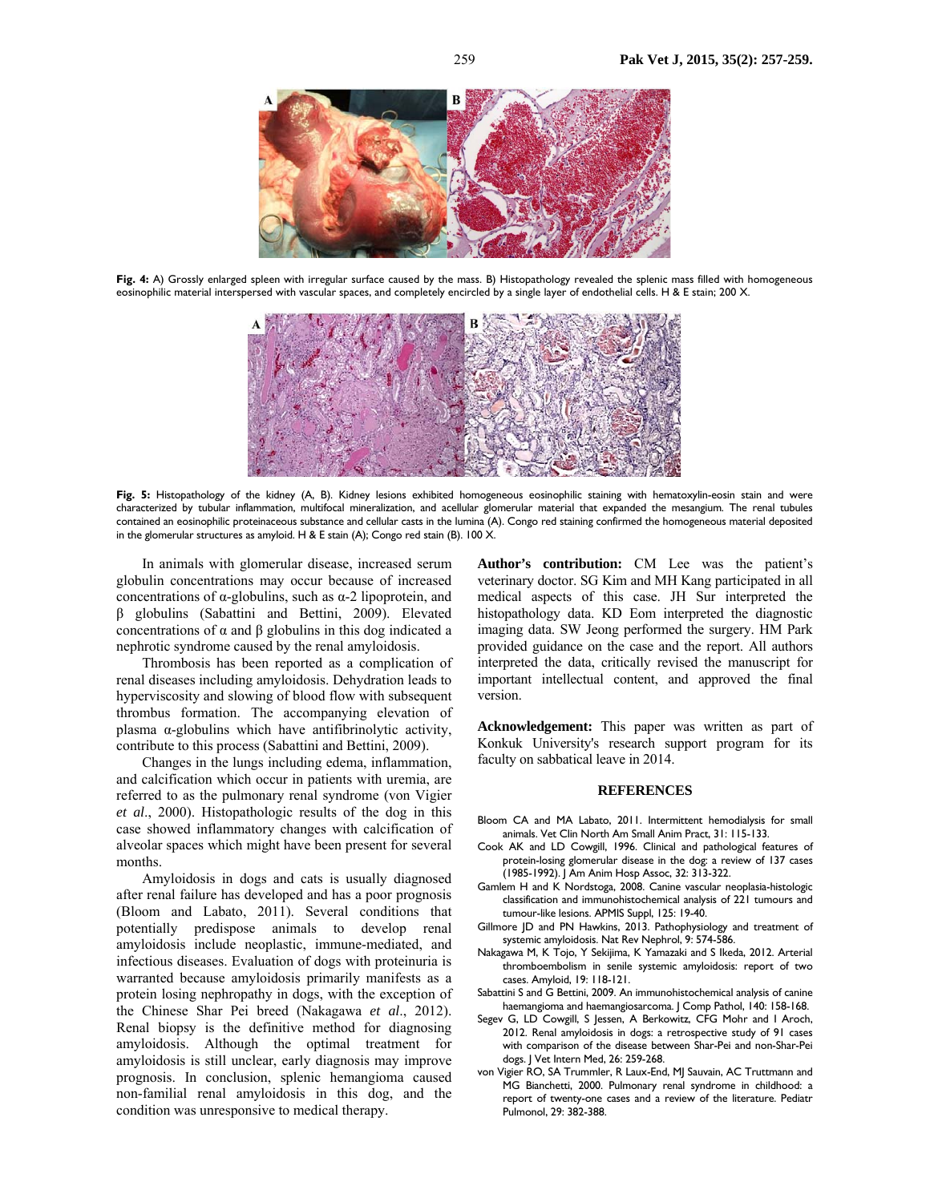**Fig. 4:** A) Grossly enlarged spleen with irregular surface caused by the mass. B) Histopathology revealed the splenic mass filled with homogeneous eosinophilic material interspersed with vascular spaces, and completely encircled by a single layer of endothelial cells. H & E stain; 200 X.

**Fig. 5:** Histopathology of the kidney (A, B). Kidney lesions exhibited homogeneous eosinophilic staining with hematoxylin-eosin stain and were characterized by tubular inflammation, multifocal mineralization, and acellular glomerular material that expanded the mesangium. The renal tubules contained an eosinophilic proteinaceous substance and cellular casts in the lumina (A). Congo red staining confirmed the homogeneous material deposited in the glomerular structures as amyloid. H & E stain (A); Congo red stain (B). 100 X.

In animals with glomerular disease, increased serum globulin concentrations may occur because of increased concentrations of α-globulins, such as α-2 lipoprotein, and β globulins (Sabattini and Bettini, 2009). Elevated concentrations of α and β globulins in this dog indicated a nephrotic syndrome caused by the renal amyloidosis.

Thrombosis has been reported as a complication of renal diseases including amyloidosis. Dehydration leads to hyperviscosity and slowing of blood flow with subsequent thrombus formation. The accompanying elevation of plasma α-globulins which have antifibrinolytic activity, contribute to this process (Sabattini and Bettini, 2009).

Changes in the lungs including edema, inflammation, and calcification which occur in patients with uremia, are referred to as the pulmonary renal syndrome (von Vigier *et al*., 2000). Histopathologic results of the dog in this case showed inflammatory changes with calcification of alveolar spaces which might have been present for several months.

Amyloidosis in dogs and cats is usually diagnosed after renal failure has developed and has a poor prognosis (Bloom and Labato, 2011). Several conditions that potentially predispose animals to develop renal amyloidosis include neoplastic, immune-mediated, and infectious diseases. Evaluation of dogs with proteinuria is warranted because amyloidosis primarily manifests as a protein losing nephropathy in dogs, with the exception of the Chinese Shar Pei breed (Nakagawa *et al*., 2012). Renal biopsy is the definitive method for diagnosing amyloidosis. Although the optimal treatment for amyloidosis is still unclear, early diagnosis may improve prognosis. In conclusion, splenic hemangioma caused non-familial renal amyloidosis in this dog, and the condition was unresponsive to medical therapy.

**Author's contribution:** CM Lee was the patient's veterinary doctor. SG Kim and MH Kang participated in all medical aspects of this case. JH Sur interpreted the histopathology data. KD Eom interpreted the diagnostic imaging data. SW Jeong performed the surgery. HM Park provided guidance on the case and the report. All authors interpreted the data, critically revised the manuscript for important intellectual content, and approved the final version.

**Acknowledgement:** This paper was written as part of Konkuk University's research support program for its faculty on sabbatical leave in 2014.

## REFERENCES

Bloom CA and MA Labato, 2011. Intermittent hemodialysis for small animals. Vet Clin North Am Small Anim Pract, 31: 115-133.

Cook AK and LD Cowgill, 1996. Clinical and pathological features of protein-losing glomerular disease in the dog: a review of 137 cases (1985-1992). J Am Anim Hosp Assoc, 32: 313-322.

Gamlem H and K Nordstoga, 2008. Canine vascular neoplasia-histologic classification and immunohistochemical analysis of 221 tumours and tumour-like lesions. APMIS Suppl, 125: 19-40.

Gillmore JD and PN Hawkins, 2013. Pathophysiology and treatment of systemic amyloidosis. Nat Rev Nephrol, 9: 574-586.

Nakagawa M, K Tojo, Y Sekijima, K Yamazaki and S Ikeda, 2012. Arterial thromboembolism in senile systemic amyloidosis: report of two cases. Amyloid, 19: 118-121.

Sabattini S and G Bettini, 2009. An immunohistochemical analysis of canine haemangioma and haemangiosarcoma. J Comp Pathol, 140: 158-168.

Segev G, LD Cowgill, S Jessen, A Berkowitz, CFG Mohr and I Aroch, 2012. Renal amyloidosis in dogs: a retrospective study of 91 cases with comparison of the disease between Shar-Pei and non-Shar-Pei dogs. J Vet Intern Med, 26: 259-268.

von Vigier RO, SA Trummler, R Laux-End, MJ Sauvain, AC Truttmann and MG Bianchetti, 2000. Pulmonary renal syndrome in childhood: a report of twenty-one cases and a review of the literature. Pediatr Pulmonol, 29: 382-388.